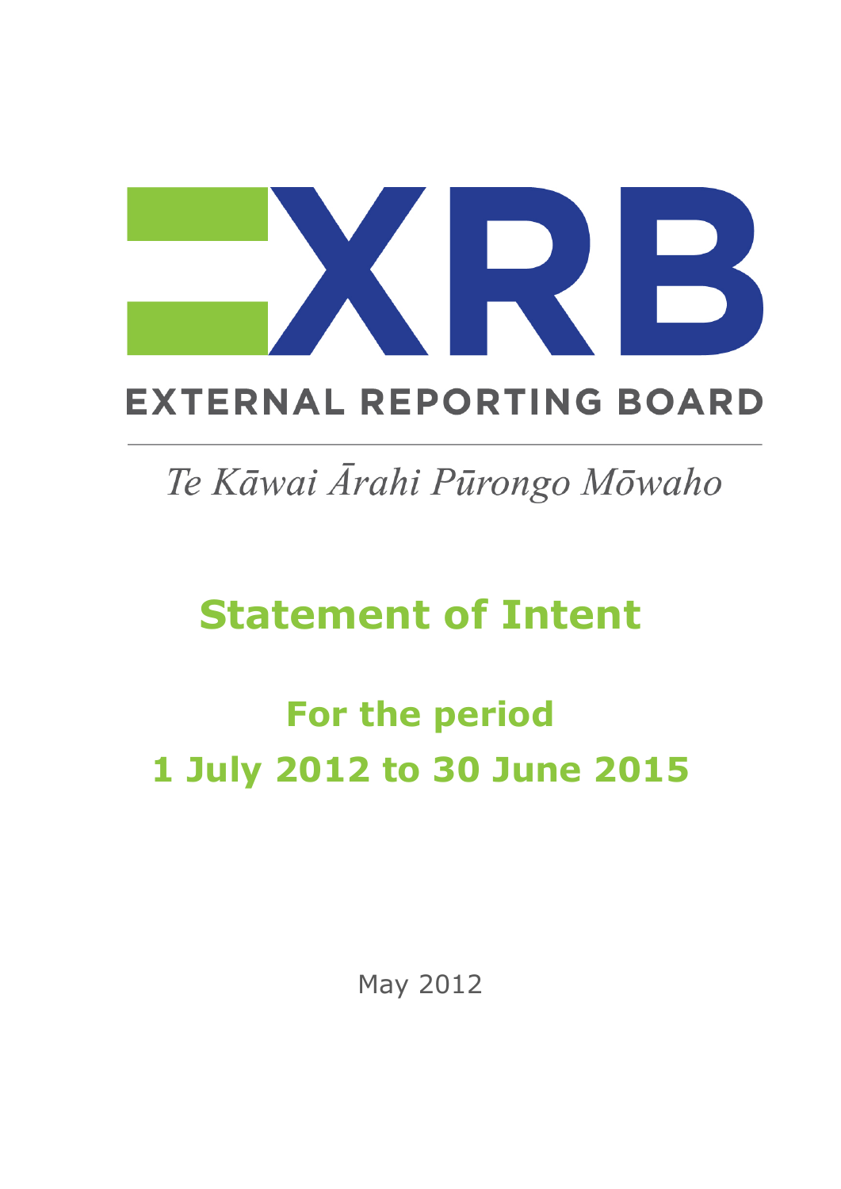XRB

EXTERNAL REPORTING BOARD

*Te Kāwai Ārahi Pūrongo Mōwaho*

# Statement of Intent

## For the period 1 July 2012 to 30 June 2015

May 2012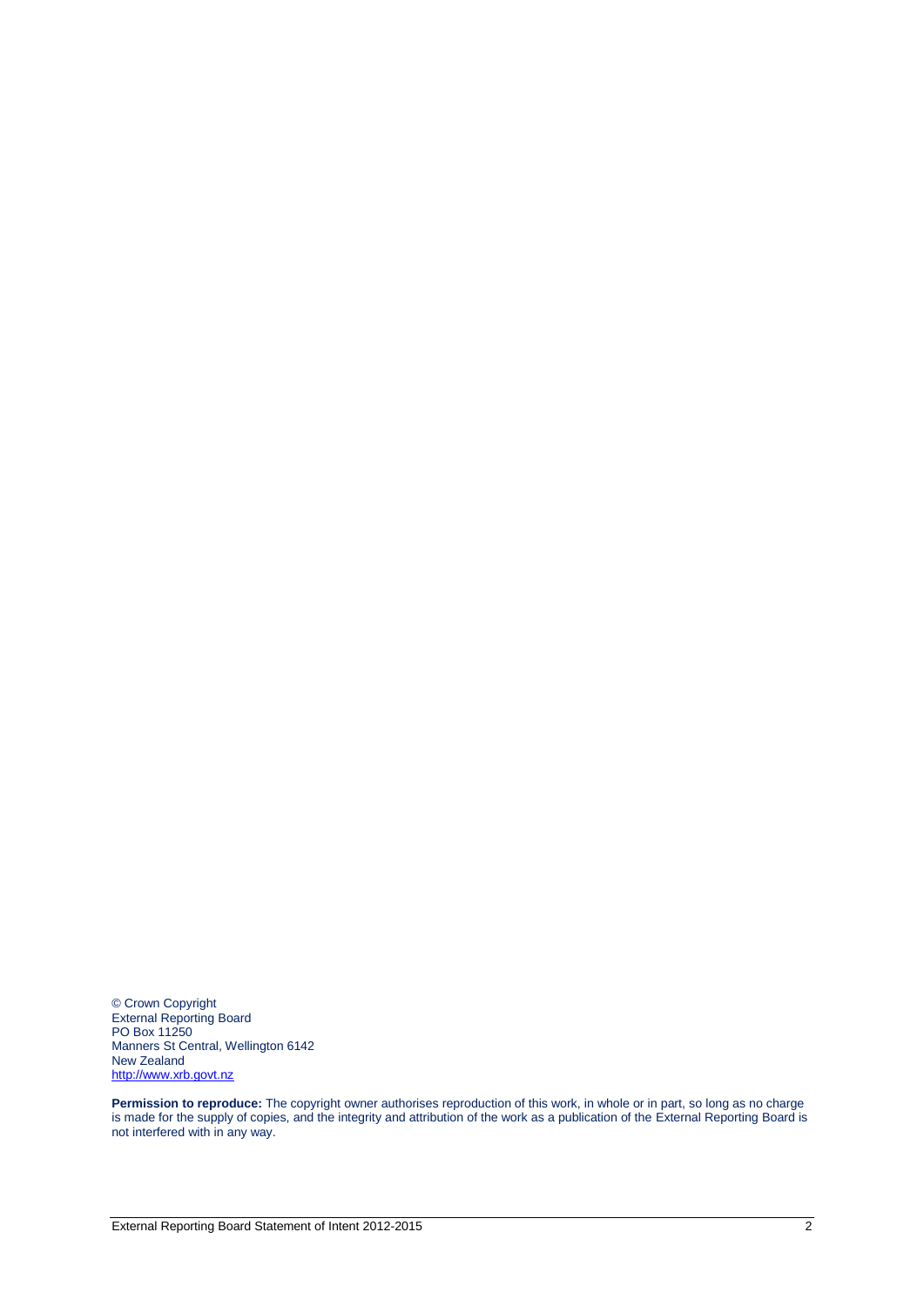© Crown Copyright
External Reporting Board
PO Box 11250
Manners St Central, Wellington 6142
New Zealand
http://www.xrb.govt.nz

**Permission to reproduce:** The copyright owner authorises reproduction of this work, in whole or in part, so long as no charge is made for the supply of copies, and the integrity and attribution of the work as a publication of the External Reporting Board is not interfered with in any way.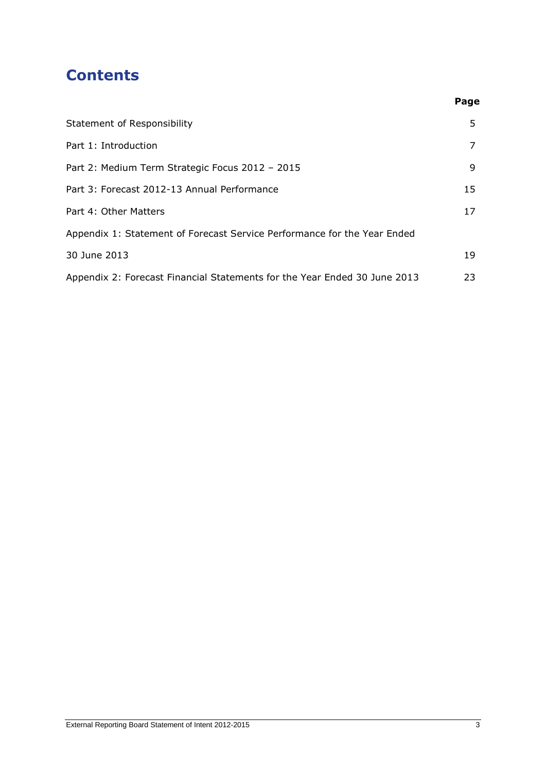# Contents

| | Page |
|---|---|
| Statement of Responsibility | 5 |
| Part 1: Introduction | 7 |
| Part 2: Medium Term Strategic Focus 2012 – 2015 | 9 |
| Part 3: Forecast 2012-13 Annual Performance | 15 |
| Part 4: Other Matters | 17 |
| Appendix 1: Statement of Forecast Service Performance for the Year Ended 30 June 2013 | 19 |
| Appendix 2: Forecast Financial Statements for the Year Ended 30 June 2013 | 23 |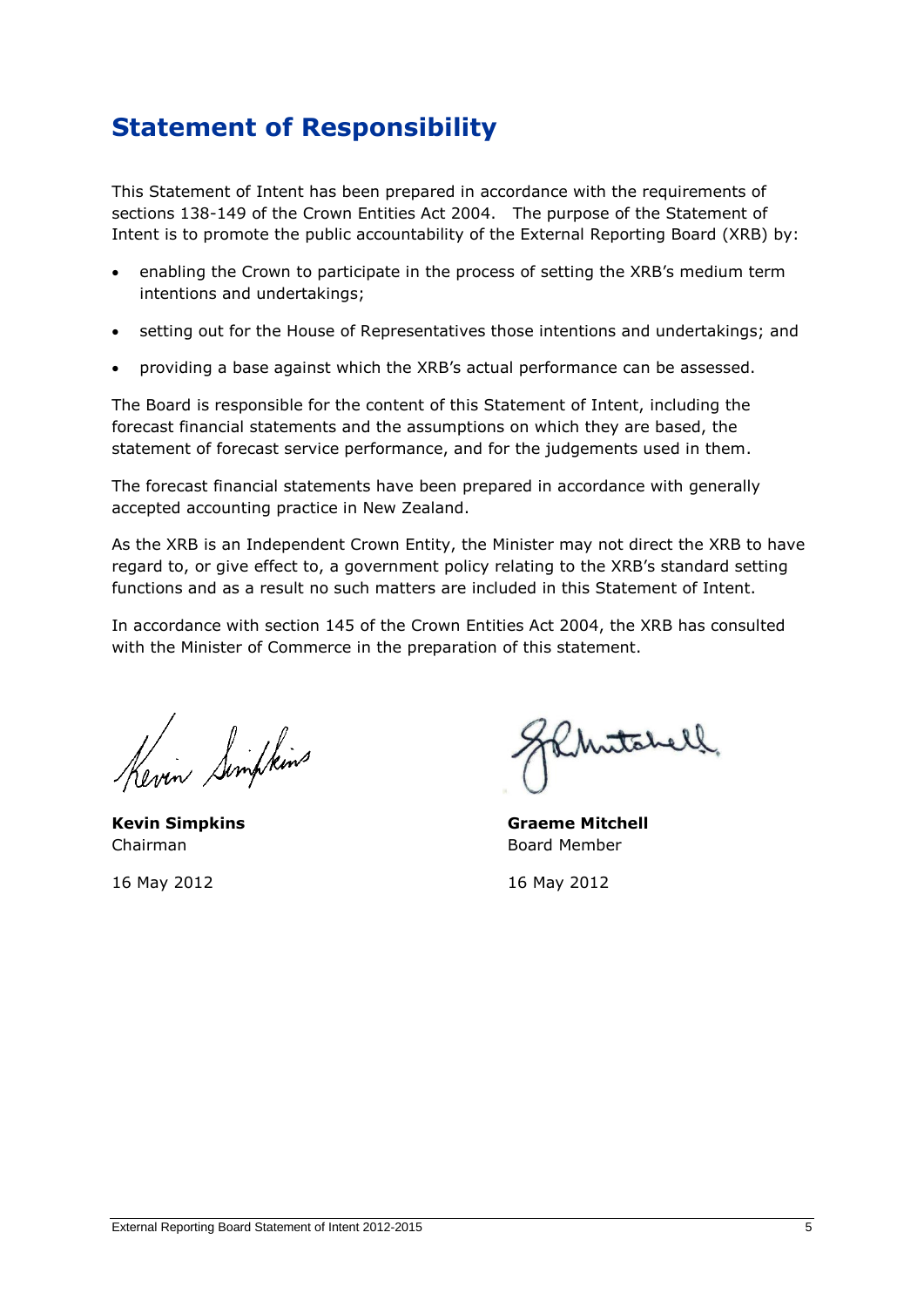# Statement of Responsibility

This Statement of Intent has been prepared in accordance with the requirements of sections 138-149 of the Crown Entities Act 2004. The purpose of the Statement of Intent is to promote the public accountability of the External Reporting Board (XRB) by:

- enabling the Crown to participate in the process of setting the XRB's medium term intentions and undertakings;
- setting out for the House of Representatives those intentions and undertakings; and
- providing a base against which the XRB's actual performance can be assessed.

The Board is responsible for the content of this Statement of Intent, including the forecast financial statements and the assumptions on which they are based, the statement of forecast service performance, and for the judgements used in them.

The forecast financial statements have been prepared in accordance with generally accepted accounting practice in New Zealand.

As the XRB is an Independent Crown Entity, the Minister may not direct the XRB to have regard to, or give effect to, a government policy relating to the XRB's standard setting functions and as a result no such matters are included in this Statement of Intent.

In accordance with section 145 of the Crown Entities Act 2004, the XRB has consulted with the Minister of Commerce in the preparation of this statement.

**Kevin Simpkins**
Chairman

16 May 2012

**Graeme Mitchell**
Board Member

16 May 2012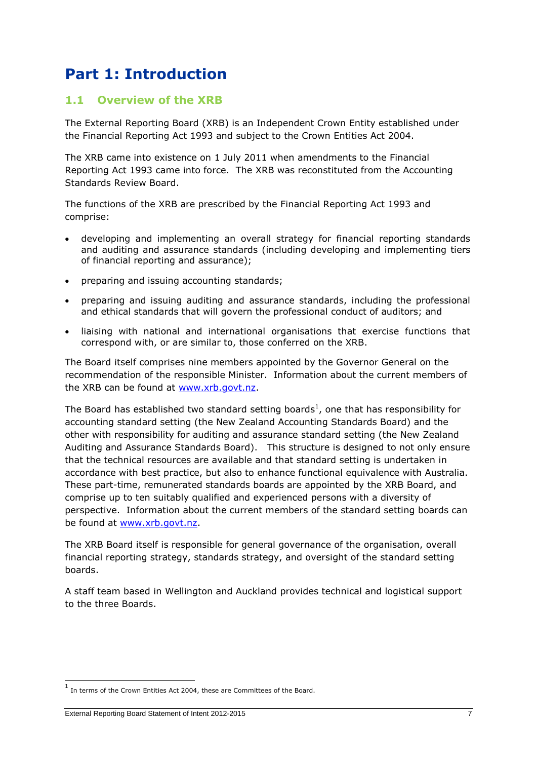# Part 1: Introduction

## 1.1 Overview of the XRB

The External Reporting Board (XRB) is an Independent Crown Entity established under the Financial Reporting Act 1993 and subject to the Crown Entities Act 2004.

The XRB came into existence on 1 July 2011 when amendments to the Financial Reporting Act 1993 came into force. The XRB was reconstituted from the Accounting Standards Review Board.

The functions of the XRB are prescribed by the Financial Reporting Act 1993 and comprise:

- developing and implementing an overall strategy for financial reporting standards and auditing and assurance standards (including developing and implementing tiers of financial reporting and assurance);
- preparing and issuing accounting standards;
- preparing and issuing auditing and assurance standards, including the professional and ethical standards that will govern the professional conduct of auditors; and
- liaising with national and international organisations that exercise functions that correspond with, or are similar to, those conferred on the XRB.

The Board itself comprises nine members appointed by the Governor General on the recommendation of the responsible Minister. Information about the current members of the XRB can be found at [www.xrb.govt.nz](http://www.xrb.govt.nz).

The Board has established two standard setting boards[1], one that has responsibility for accounting standard setting (the New Zealand Accounting Standards Board) and the other with responsibility for auditing and assurance standard setting (the New Zealand Auditing and Assurance Standards Board). This structure is designed to not only ensure that the technical resources are available and that standard setting is undertaken in accordance with best practice, but also to enhance functional equivalence with Australia. These part-time, remunerated standards boards are appointed by the XRB Board, and comprise up to ten suitably qualified and experienced persons with a diversity of perspective. Information about the current members of the standard setting boards can be found at [www.xrb.govt.nz](http://www.xrb.govt.nz).

The XRB Board itself is responsible for general governance of the organisation, overall financial reporting strategy, standards strategy, and oversight of the standard setting boards.

A staff team based in Wellington and Auckland provides technical and logistical support to the three Boards.

[1] In terms of the Crown Entities Act 2004, these are Committees of the Board.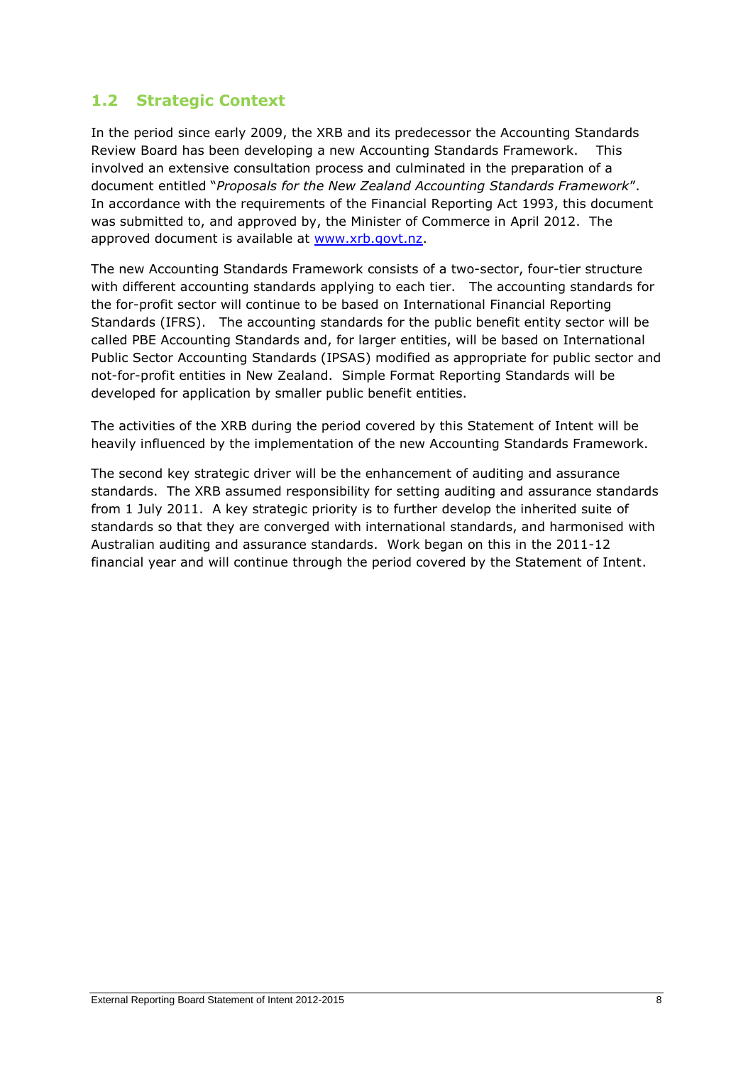## 1.2 Strategic Context

In the period since early 2009, the XRB and its predecessor the Accounting Standards Review Board has been developing a new Accounting Standards Framework. This involved an extensive consultation process and culminated in the preparation of a document entitled "*Proposals for the New Zealand Accounting Standards Framework*". In accordance with the requirements of the Financial Reporting Act 1993, this document was submitted to, and approved by, the Minister of Commerce in April 2012. The approved document is available at [www.xrb.govt.nz](http://www.xrb.govt.nz).

The new Accounting Standards Framework consists of a two-sector, four-tier structure with different accounting standards applying to each tier. The accounting standards for the for-profit sector will continue to be based on International Financial Reporting Standards (IFRS). The accounting standards for the public benefit entity sector will be called PBE Accounting Standards and, for larger entities, will be based on International Public Sector Accounting Standards (IPSAS) modified as appropriate for public sector and not-for-profit entities in New Zealand. Simple Format Reporting Standards will be developed for application by smaller public benefit entities.

The activities of the XRB during the period covered by this Statement of Intent will be heavily influenced by the implementation of the new Accounting Standards Framework.

The second key strategic driver will be the enhancement of auditing and assurance standards. The XRB assumed responsibility for setting auditing and assurance standards from 1 July 2011. A key strategic priority is to further develop the inherited suite of standards so that they are converged with international standards, and harmonised with Australian auditing and assurance standards. Work began on this in the 2011-12 financial year and will continue through the period covered by the Statement of Intent.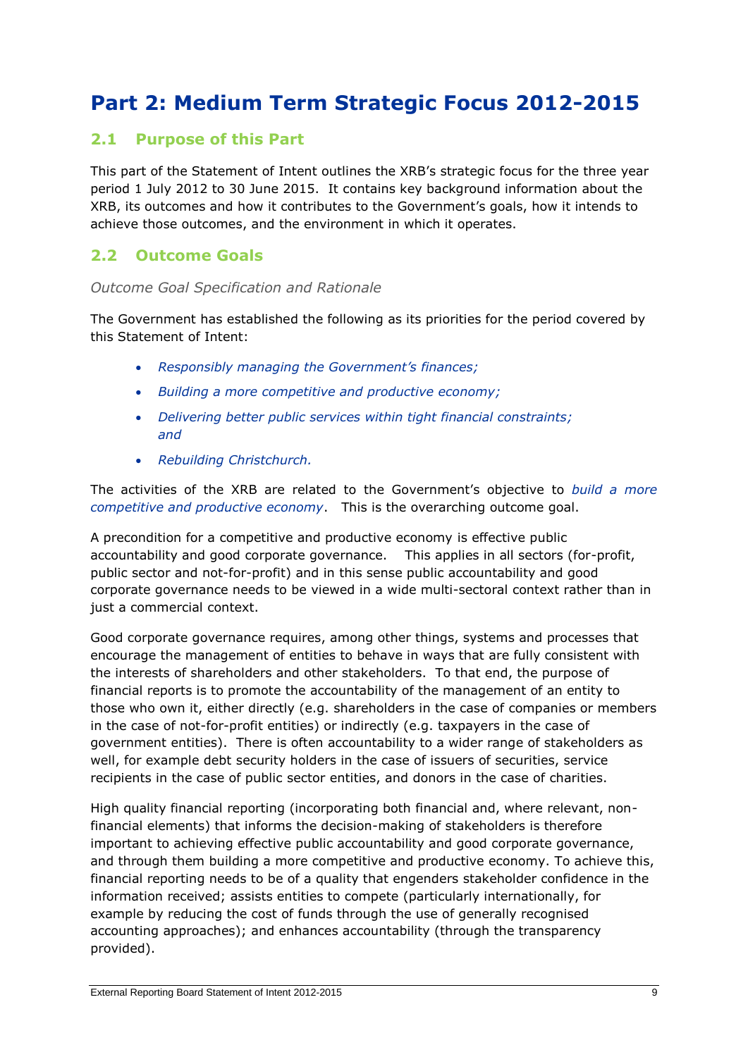# Part 2: Medium Term Strategic Focus 2012-2015

## 2.1 Purpose of this Part

This part of the Statement of Intent outlines the XRB's strategic focus for the three year period 1 July 2012 to 30 June 2015. It contains key background information about the XRB, its outcomes and how it contributes to the Government's goals, how it intends to achieve those outcomes, and the environment in which it operates.

## 2.2 Outcome Goals

*Outcome Goal Specification and Rationale*

The Government has established the following as its priorities for the period covered by this Statement of Intent:

- *Responsibly managing the Government's finances;*
- *Building a more competitive and productive economy;*
- *Delivering better public services within tight financial constraints; and*
- *Rebuilding Christchurch.*

The activities of the XRB are related to the Government's objective to *build a more competitive and productive economy*. This is the overarching outcome goal.

A precondition for a competitive and productive economy is effective public accountability and good corporate governance. This applies in all sectors (for-profit, public sector and not-for-profit) and in this sense public accountability and good corporate governance needs to be viewed in a wide multi-sectoral context rather than in just a commercial context.

Good corporate governance requires, among other things, systems and processes that encourage the management of entities to behave in ways that are fully consistent with the interests of shareholders and other stakeholders. To that end, the purpose of financial reports is to promote the accountability of the management of an entity to those who own it, either directly (e.g. shareholders in the case of companies or members in the case of not-for-profit entities) or indirectly (e.g. taxpayers in the case of government entities). There is often accountability to a wider range of stakeholders as well, for example debt security holders in the case of issuers of securities, service recipients in the case of public sector entities, and donors in the case of charities.

High quality financial reporting (incorporating both financial and, where relevant, non-financial elements) that informs the decision-making of stakeholders is therefore important to achieving effective public accountability and good corporate governance, and through them building a more competitive and productive economy. To achieve this, financial reporting needs to be of a quality that engenders stakeholder confidence in the information received; assists entities to compete (particularly internationally, for example by reducing the cost of funds through the use of generally recognised accounting approaches); and enhances accountability (through the transparency provided).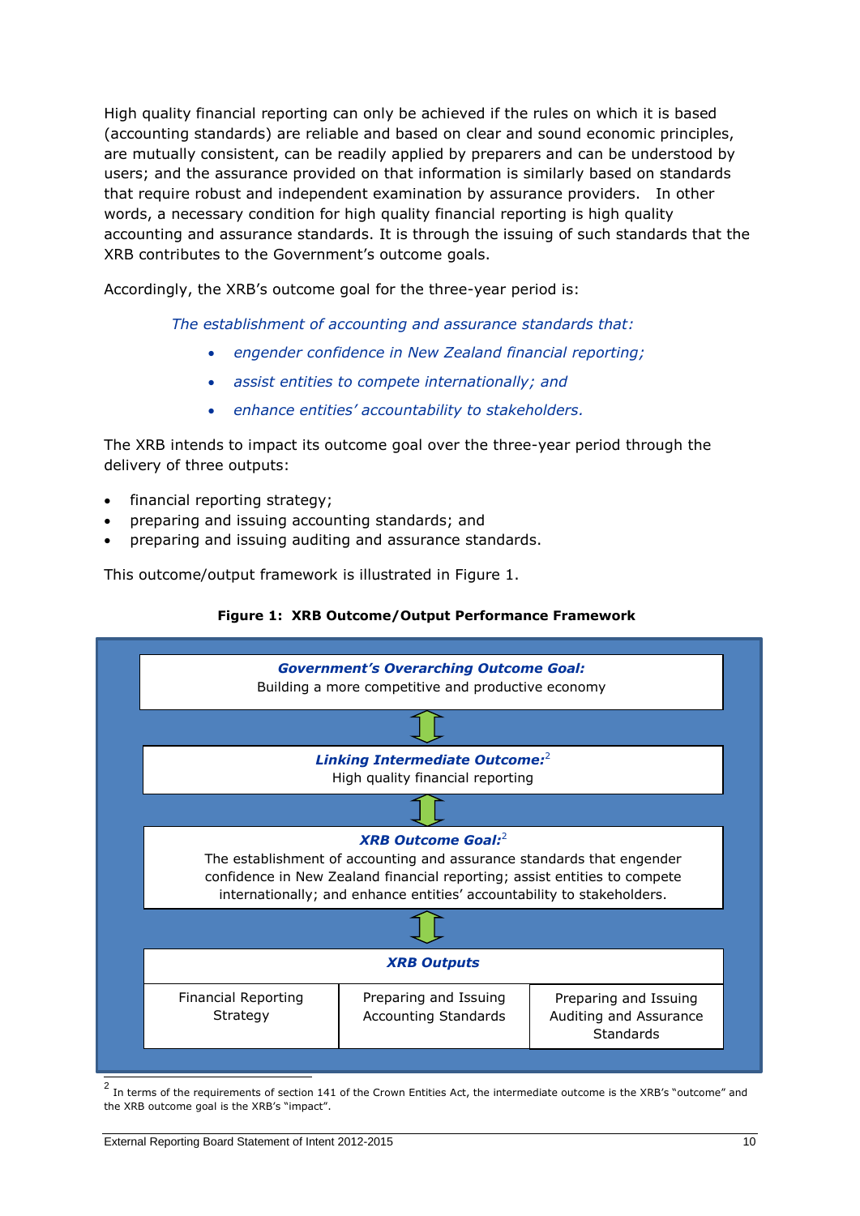High quality financial reporting can only be achieved if the rules on which it is based (accounting standards) are reliable and based on clear and sound economic principles, are mutually consistent, can be readily applied by preparers and can be understood by users; and the assurance provided on that information is similarly based on standards that require robust and independent examination by assurance providers. In other words, a necessary condition for high quality financial reporting is high quality accounting and assurance standards. It is through the issuing of such standards that the XRB contributes to the Government's outcome goals.

Accordingly, the XRB's outcome goal for the three-year period is:

*The establishment of accounting and assurance standards that:*

- *engender confidence in New Zealand financial reporting;*
- *assist entities to compete internationally; and*
- *enhance entities' accountability to stakeholders.*

The XRB intends to impact its outcome goal over the three-year period through the delivery of three outputs:

- financial reporting strategy;
- preparing and issuing accounting standards; and
- preparing and issuing auditing and assurance standards.

This outcome/output framework is illustrated in Figure 1.

**Figure 1: XRB Outcome/Output Performance Framework**

***Government's Overarching Outcome Goal:***
Building a more competitive and productive economy

⇕

***Linking Intermediate Outcome:***[2]
High quality financial reporting

⇕

***XRB Outcome Goal:***[2]
The establishment of accounting and assurance standards that engender confidence in New Zealand financial reporting; assist entities to compete internationally; and enhance entities' accountability to stakeholders.

⇕

| ***XRB Outputs*** | | |
|---|---|---|
| Financial Reporting Strategy | Preparing and Issuing Accounting Standards | Preparing and Issuing Auditing and Assurance Standards |

[2] In terms of the requirements of section 141 of the Crown Entities Act, the intermediate outcome is the XRB's "outcome" and the XRB outcome goal is the XRB's "impact".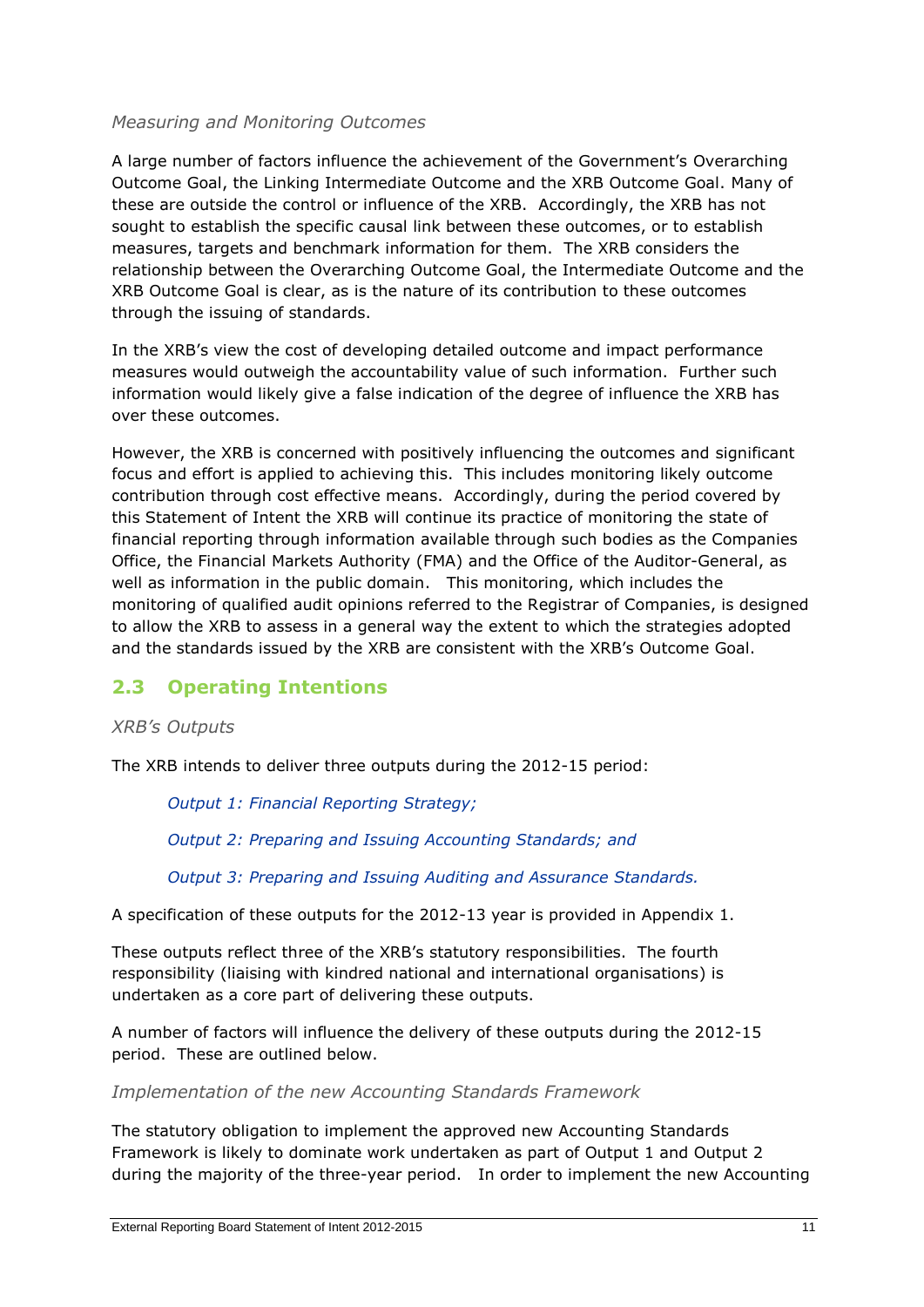*Measuring and Monitoring Outcomes*

A large number of factors influence the achievement of the Government's Overarching Outcome Goal, the Linking Intermediate Outcome and the XRB Outcome Goal. Many of these are outside the control or influence of the XRB. Accordingly, the XRB has not sought to establish the specific causal link between these outcomes, or to establish measures, targets and benchmark information for them. The XRB considers the relationship between the Overarching Outcome Goal, the Intermediate Outcome and the XRB Outcome Goal is clear, as is the nature of its contribution to these outcomes through the issuing of standards.

In the XRB's view the cost of developing detailed outcome and impact performance measures would outweigh the accountability value of such information. Further such information would likely give a false indication of the degree of influence the XRB has over these outcomes.

However, the XRB is concerned with positively influencing the outcomes and significant focus and effort is applied to achieving this. This includes monitoring likely outcome contribution through cost effective means. Accordingly, during the period covered by this Statement of Intent the XRB will continue its practice of monitoring the state of financial reporting through information available through such bodies as the Companies Office, the Financial Markets Authority (FMA) and the Office of the Auditor-General, as well as information in the public domain. This monitoring, which includes the monitoring of qualified audit opinions referred to the Registrar of Companies, is designed to allow the XRB to assess in a general way the extent to which the strategies adopted and the standards issued by the XRB are consistent with the XRB's Outcome Goal.

## 2.3 Operating Intentions

*XRB's Outputs*

The XRB intends to deliver three outputs during the 2012-15 period:

*Output 1: Financial Reporting Strategy;*

*Output 2: Preparing and Issuing Accounting Standards; and*

*Output 3: Preparing and Issuing Auditing and Assurance Standards.*

A specification of these outputs for the 2012-13 year is provided in Appendix 1.

These outputs reflect three of the XRB's statutory responsibilities. The fourth responsibility (liaising with kindred national and international organisations) is undertaken as a core part of delivering these outputs.

A number of factors will influence the delivery of these outputs during the 2012-15 period. These are outlined below.

*Implementation of the new Accounting Standards Framework*

The statutory obligation to implement the approved new Accounting Standards Framework is likely to dominate work undertaken as part of Output 1 and Output 2 during the majority of the three-year period. In order to implement the new Accounting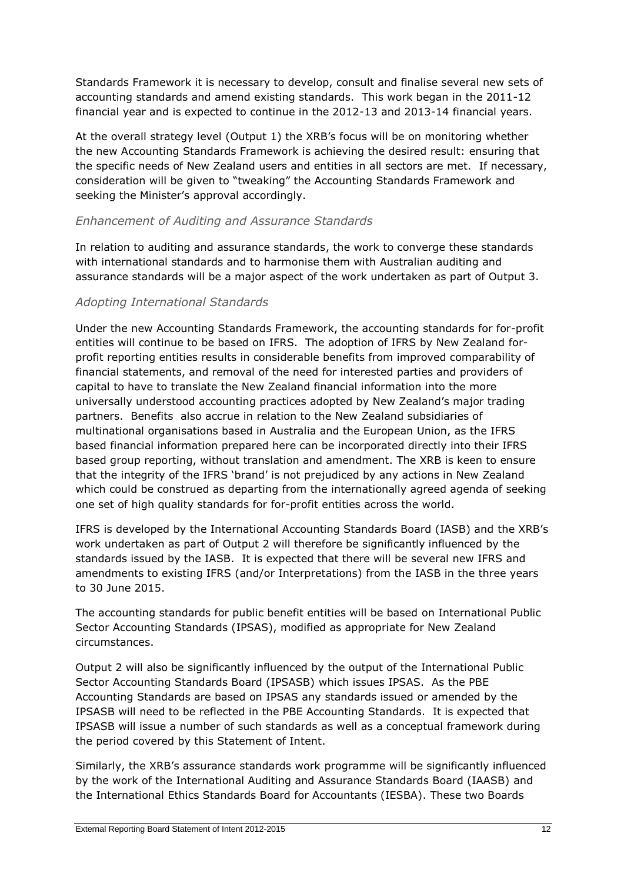Standards Framework it is necessary to develop, consult and finalise several new sets of accounting standards and amend existing standards. This work began in the 2011-12 financial year and is expected to continue in the 2012-13 and 2013-14 financial years.

At the overall strategy level (Output 1) the XRB's focus will be on monitoring whether the new Accounting Standards Framework is achieving the desired result: ensuring that the specific needs of New Zealand users and entities in all sectors are met. If necessary, consideration will be given to "tweaking" the Accounting Standards Framework and seeking the Minister's approval accordingly.

### *Enhancement of Auditing and Assurance Standards*

In relation to auditing and assurance standards, the work to converge these standards with international standards and to harmonise them with Australian auditing and assurance standards will be a major aspect of the work undertaken as part of Output 3.

### *Adopting International Standards*

Under the new Accounting Standards Framework, the accounting standards for for-profit entities will continue to be based on IFRS. The adoption of IFRS by New Zealand for-profit reporting entities results in considerable benefits from improved comparability of financial statements, and removal of the need for interested parties and providers of capital to have to translate the New Zealand financial information into the more universally understood accounting practices adopted by New Zealand's major trading partners. Benefits also accrue in relation to the New Zealand subsidiaries of multinational organisations based in Australia and the European Union, as the IFRS based financial information prepared here can be incorporated directly into their IFRS based group reporting, without translation and amendment. The XRB is keen to ensure that the integrity of the IFRS 'brand' is not prejudiced by any actions in New Zealand which could be construed as departing from the internationally agreed agenda of seeking one set of high quality standards for for-profit entities across the world.

IFRS is developed by the International Accounting Standards Board (IASB) and the XRB's work undertaken as part of Output 2 will therefore be significantly influenced by the standards issued by the IASB. It is expected that there will be several new IFRS and amendments to existing IFRS (and/or Interpretations) from the IASB in the three years to 30 June 2015.

The accounting standards for public benefit entities will be based on International Public Sector Accounting Standards (IPSAS), modified as appropriate for New Zealand circumstances.

Output 2 will also be significantly influenced by the output of the International Public Sector Accounting Standards Board (IPSASB) which issues IPSAS. As the PBE Accounting Standards are based on IPSAS any standards issued or amended by the IPSASB will need to be reflected in the PBE Accounting Standards. It is expected that IPSASB will issue a number of such standards as well as a conceptual framework during the period covered by this Statement of Intent.

Similarly, the XRB's assurance standards work programme will be significantly influenced by the work of the International Auditing and Assurance Standards Board (IAASB) and the International Ethics Standards Board for Accountants (IESBA). These two Boards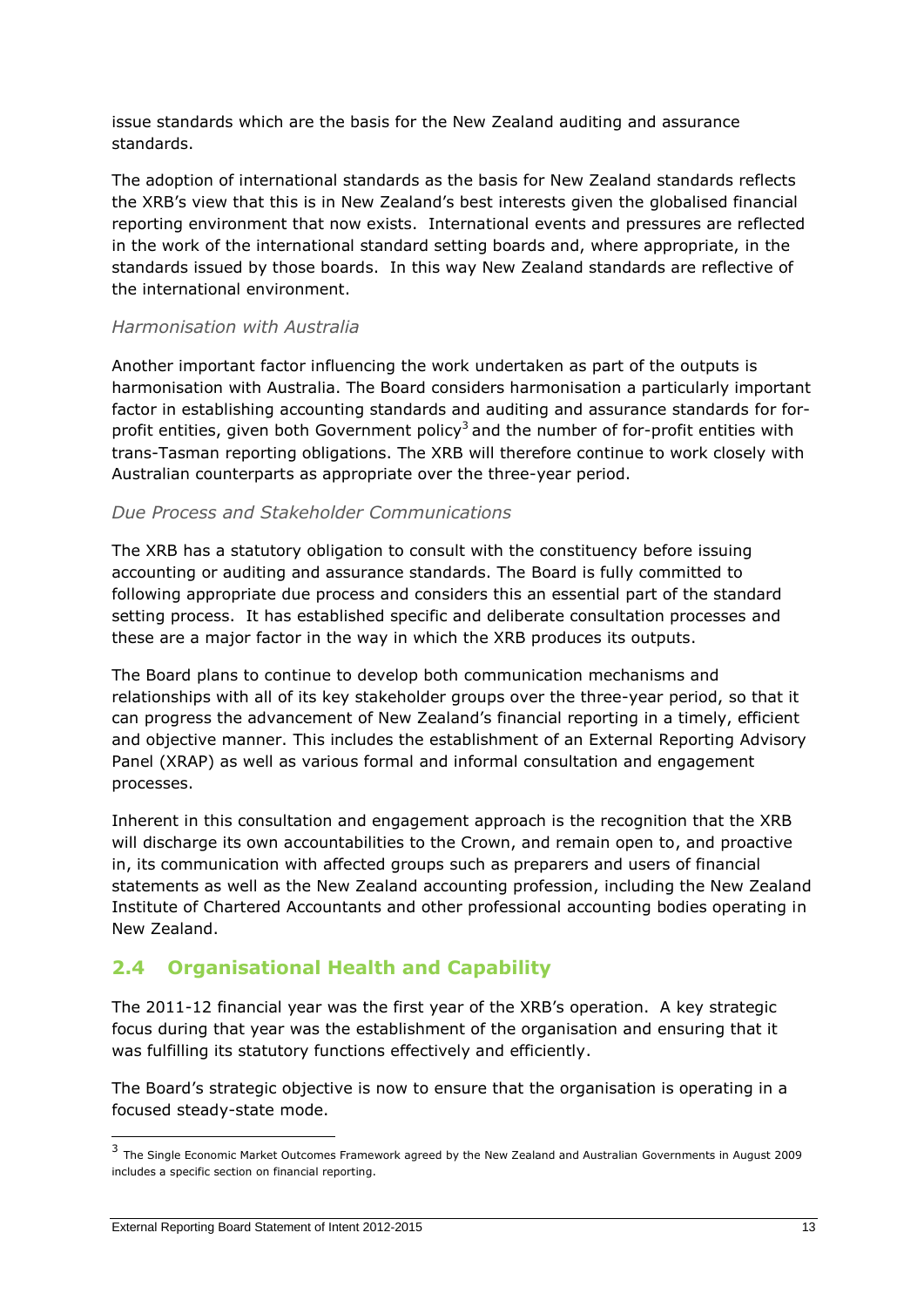issue standards which are the basis for the New Zealand auditing and assurance standards.

The adoption of international standards as the basis for New Zealand standards reflects the XRB's view that this is in New Zealand's best interests given the globalised financial reporting environment that now exists. International events and pressures are reflected in the work of the international standard setting boards and, where appropriate, in the standards issued by those boards. In this way New Zealand standards are reflective of the international environment.

*Harmonisation with Australia*

Another important factor influencing the work undertaken as part of the outputs is harmonisation with Australia. The Board considers harmonisation a particularly important factor in establishing accounting standards and auditing and assurance standards for for-profit entities, given both Government policy[3] and the number of for-profit entities with trans-Tasman reporting obligations. The XRB will therefore continue to work closely with Australian counterparts as appropriate over the three-year period.

*Due Process and Stakeholder Communications*

The XRB has a statutory obligation to consult with the constituency before issuing accounting or auditing and assurance standards. The Board is fully committed to following appropriate due process and considers this an essential part of the standard setting process. It has established specific and deliberate consultation processes and these are a major factor in the way in which the XRB produces its outputs.

The Board plans to continue to develop both communication mechanisms and relationships with all of its key stakeholder groups over the three-year period, so that it can progress the advancement of New Zealand's financial reporting in a timely, efficient and objective manner. This includes the establishment of an External Reporting Advisory Panel (XRAP) as well as various formal and informal consultation and engagement processes.

Inherent in this consultation and engagement approach is the recognition that the XRB will discharge its own accountabilities to the Crown, and remain open to, and proactive in, its communication with affected groups such as preparers and users of financial statements as well as the New Zealand accounting profession, including the New Zealand Institute of Chartered Accountants and other professional accounting bodies operating in New Zealand.

## 2.4 Organisational Health and Capability

The 2011-12 financial year was the first year of the XRB's operation. A key strategic focus during that year was the establishment of the organisation and ensuring that it was fulfilling its statutory functions effectively and efficiently.

The Board's strategic objective is now to ensure that the organisation is operating in a focused steady-state mode.

---

[3] The Single Economic Market Outcomes Framework agreed by the New Zealand and Australian Governments in August 2009 includes a specific section on financial reporting.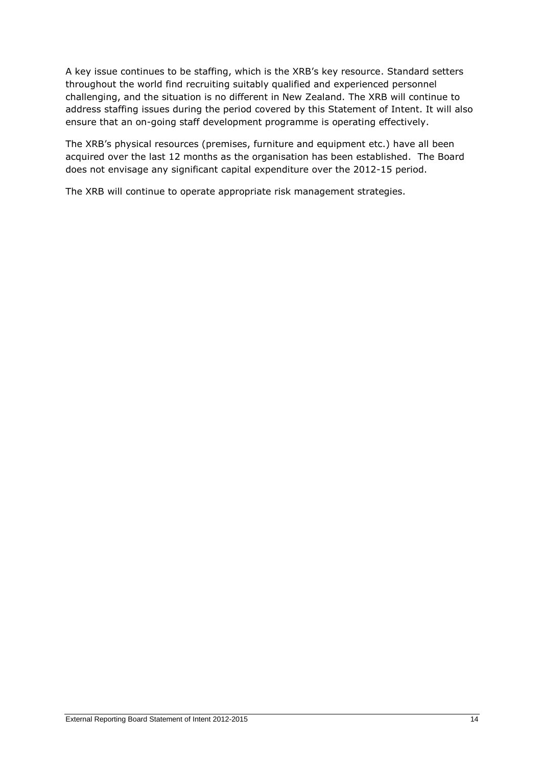A key issue continues to be staffing, which is the XRB's key resource. Standard setters throughout the world find recruiting suitably qualified and experienced personnel challenging, and the situation is no different in New Zealand. The XRB will continue to address staffing issues during the period covered by this Statement of Intent. It will also ensure that an on-going staff development programme is operating effectively.

The XRB's physical resources (premises, furniture and equipment etc.) have all been acquired over the last 12 months as the organisation has been established. The Board does not envisage any significant capital expenditure over the 2012-15 period.

The XRB will continue to operate appropriate risk management strategies.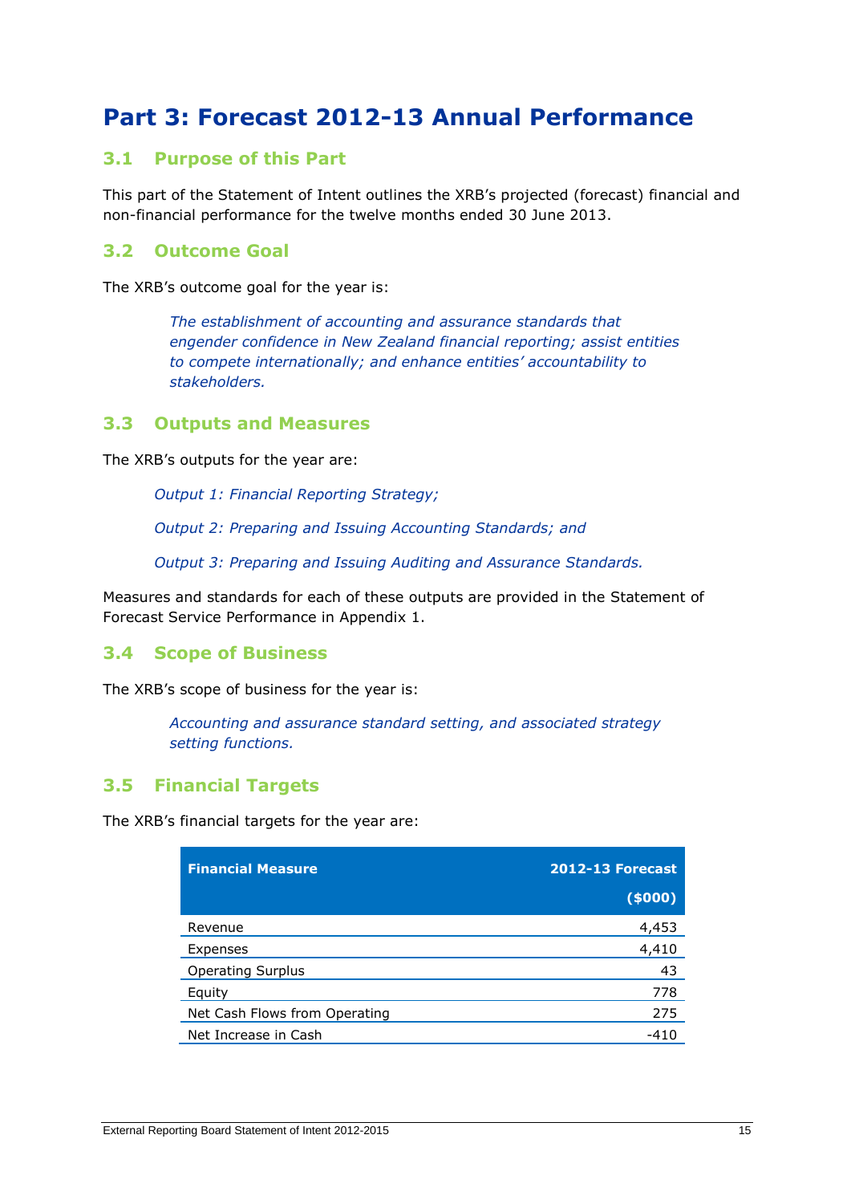# Part 3: Forecast 2012-13 Annual Performance

## 3.1 Purpose of this Part

This part of the Statement of Intent outlines the XRB's projected (forecast) financial and non-financial performance for the twelve months ended 30 June 2013.

## 3.2 Outcome Goal

The XRB's outcome goal for the year is:

> *The establishment of accounting and assurance standards that engender confidence in New Zealand financial reporting; assist entities to compete internationally; and enhance entities' accountability to stakeholders.*

## 3.3 Outputs and Measures

The XRB's outputs for the year are:

*Output 1: Financial Reporting Strategy;*

*Output 2: Preparing and Issuing Accounting Standards; and*

*Output 3: Preparing and Issuing Auditing and Assurance Standards.*

Measures and standards for each of these outputs are provided in the Statement of Forecast Service Performance in Appendix 1.

## 3.4 Scope of Business

The XRB's scope of business for the year is:

> *Accounting and assurance standard setting, and associated strategy setting functions.*

## 3.5 Financial Targets

The XRB's financial targets for the year are:

| Financial Measure | 2012-13 Forecast ($000) |
|---|---:|
| Revenue | 4,453 |
| Expenses | 4,410 |
| Operating Surplus | 43 |
| Equity | 778 |
| Net Cash Flows from Operating | 275 |
| Net Increase in Cash | -410 |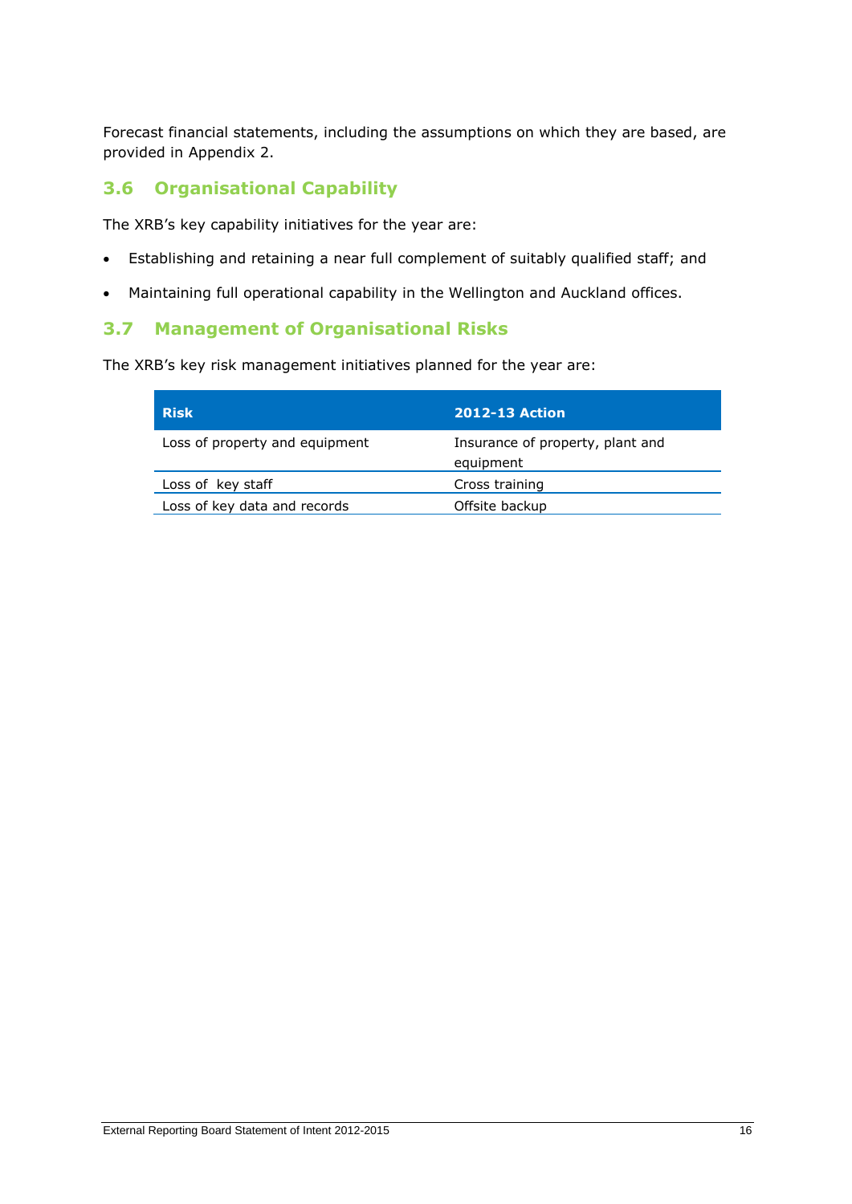Forecast financial statements, including the assumptions on which they are based, are provided in Appendix 2.

## 3.6 Organisational Capability

The XRB's key capability initiatives for the year are:

- Establishing and retaining a near full complement of suitably qualified staff; and
- Maintaining full operational capability in the Wellington and Auckland offices.

## 3.7 Management of Organisational Risks

The XRB's key risk management initiatives planned for the year are:

| Risk | 2012-13 Action |
|---|---|
| Loss of property and equipment | Insurance of property, plant and equipment |
| Loss of key staff | Cross training |
| Loss of key data and records | Offsite backup |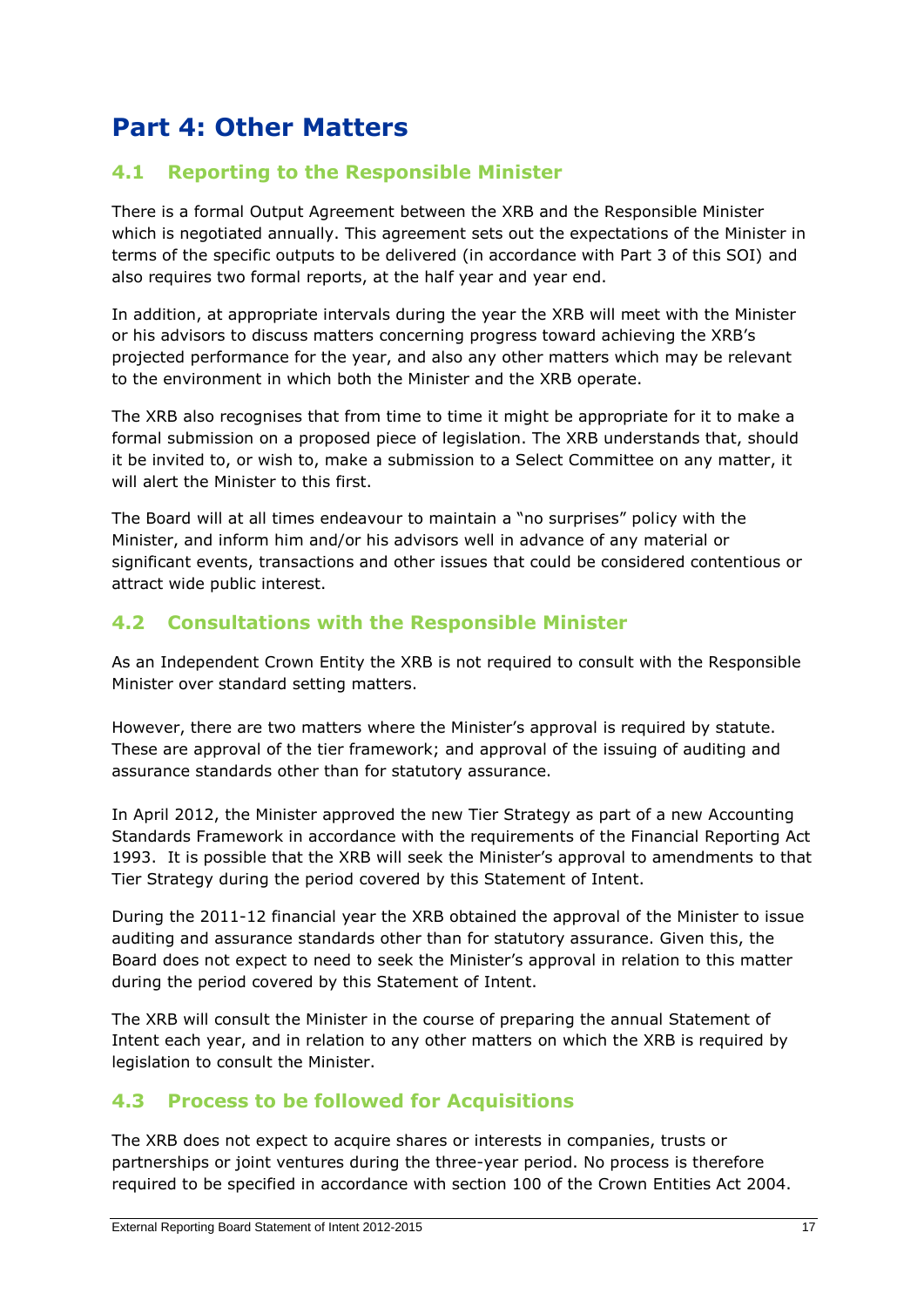# Part 4: Other Matters

## 4.1 Reporting to the Responsible Minister

There is a formal Output Agreement between the XRB and the Responsible Minister which is negotiated annually. This agreement sets out the expectations of the Minister in terms of the specific outputs to be delivered (in accordance with Part 3 of this SOI) and also requires two formal reports, at the half year and year end.

In addition, at appropriate intervals during the year the XRB will meet with the Minister or his advisors to discuss matters concerning progress toward achieving the XRB's projected performance for the year, and also any other matters which may be relevant to the environment in which both the Minister and the XRB operate.

The XRB also recognises that from time to time it might be appropriate for it to make a formal submission on a proposed piece of legislation. The XRB understands that, should it be invited to, or wish to, make a submission to a Select Committee on any matter, it will alert the Minister to this first.

The Board will at all times endeavour to maintain a "no surprises" policy with the Minister, and inform him and/or his advisors well in advance of any material or significant events, transactions and other issues that could be considered contentious or attract wide public interest.

## 4.2 Consultations with the Responsible Minister

As an Independent Crown Entity the XRB is not required to consult with the Responsible Minister over standard setting matters.

However, there are two matters where the Minister's approval is required by statute. These are approval of the tier framework; and approval of the issuing of auditing and assurance standards other than for statutory assurance.

In April 2012, the Minister approved the new Tier Strategy as part of a new Accounting Standards Framework in accordance with the requirements of the Financial Reporting Act 1993. It is possible that the XRB will seek the Minister's approval to amendments to that Tier Strategy during the period covered by this Statement of Intent.

During the 2011-12 financial year the XRB obtained the approval of the Minister to issue auditing and assurance standards other than for statutory assurance. Given this, the Board does not expect to need to seek the Minister's approval in relation to this matter during the period covered by this Statement of Intent.

The XRB will consult the Minister in the course of preparing the annual Statement of Intent each year, and in relation to any other matters on which the XRB is required by legislation to consult the Minister.

## 4.3 Process to be followed for Acquisitions

The XRB does not expect to acquire shares or interests in companies, trusts or partnerships or joint ventures during the three-year period. No process is therefore required to be specified in accordance with section 100 of the Crown Entities Act 2004.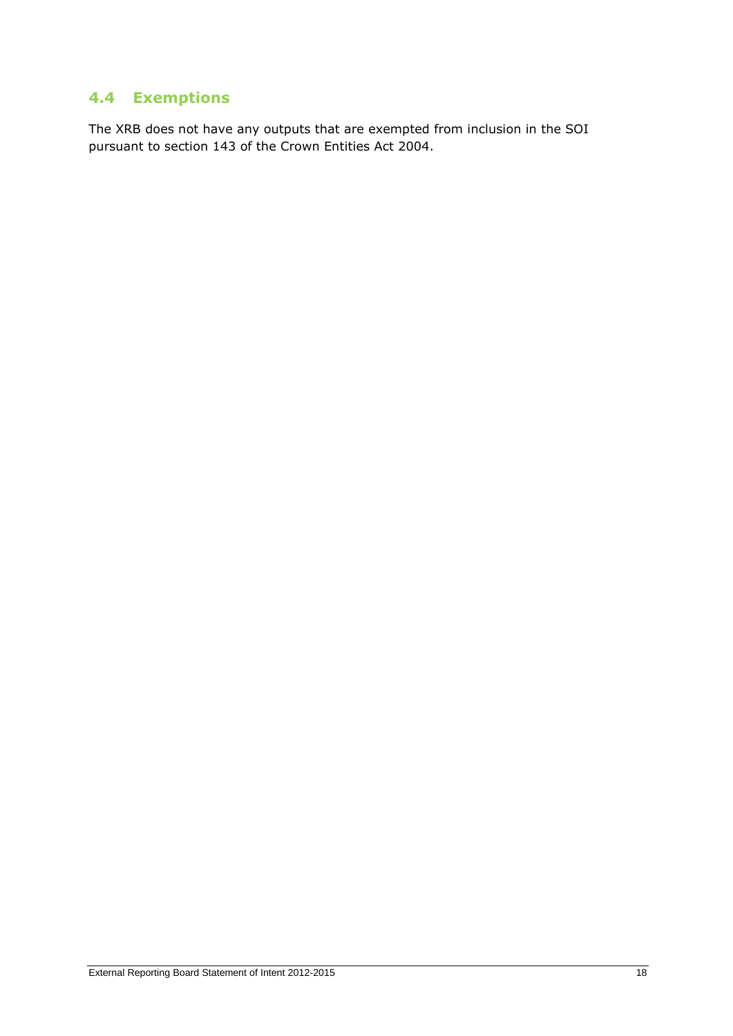## 4.4 Exemptions

The XRB does not have any outputs that are exempted from inclusion in the SOI pursuant to section 143 of the Crown Entities Act 2004.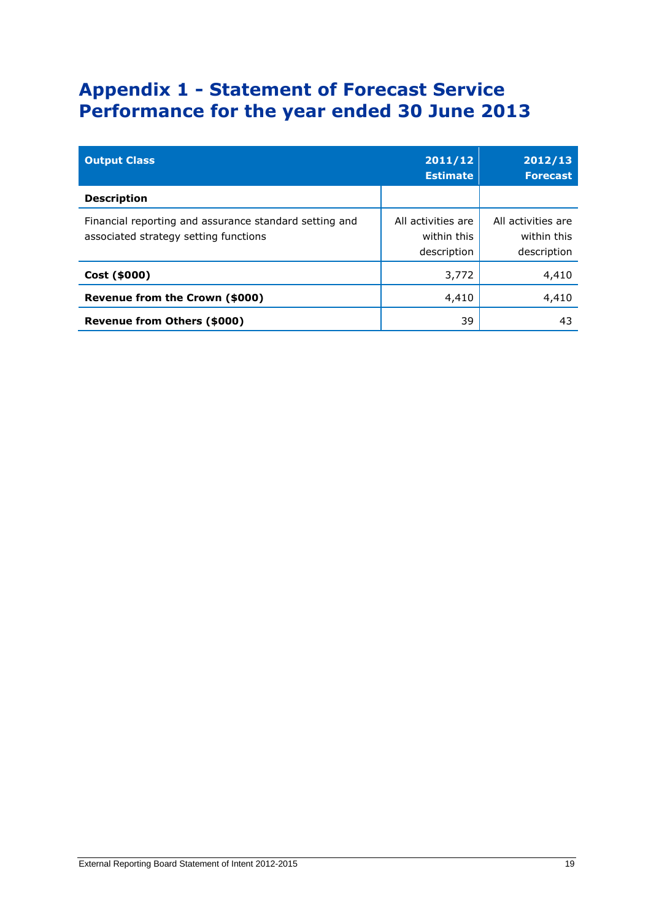# Appendix 1 - Statement of Forecast Service Performance for the year ended 30 June 2013

| Output Class | 2011/12 Estimate | 2012/13 Forecast |
|---|---|---|
| **Description** | | |
| Financial reporting and assurance standard setting and associated strategy setting functions | All activities are within this description | All activities are within this description |
| **Cost ($000)** | 3,772 | 4,410 |
| **Revenue from the Crown ($000)** | 4,410 | 4,410 |
| **Revenue from Others ($000)** | 39 | 43 |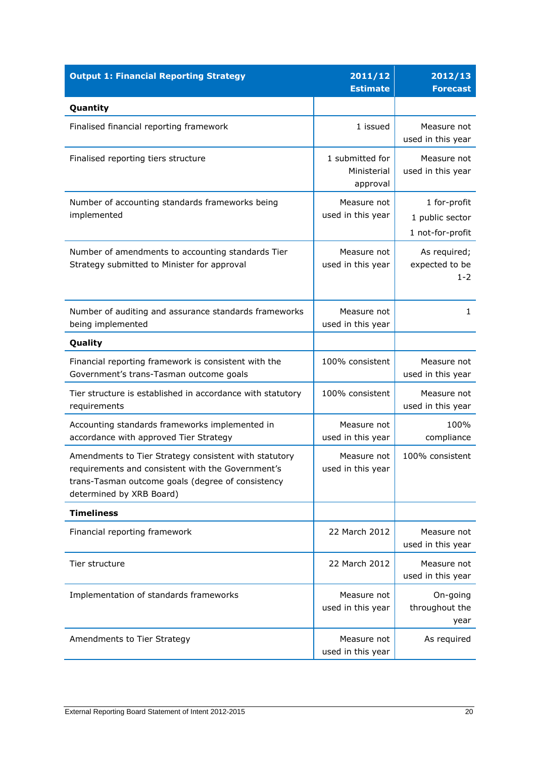| Output 1: Financial Reporting Strategy | 2011/12 Estimate | 2012/13 Forecast |
|---|---|---|
| **Quantity** | | |
| Finalised financial reporting framework | 1 issued | Measure not used in this year |
| Finalised reporting tiers structure | 1 submitted for Ministerial approval | Measure not used in this year |
| Number of accounting standards frameworks being implemented | Measure not used in this year | 1 for-profit<br>1 public sector<br>1 not-for-profit |
| Number of amendments to accounting standards Tier Strategy submitted to Minister for approval | Measure not used in this year | As required; expected to be 1-2 |
| Number of auditing and assurance standards frameworks being implemented | Measure not used in this year | 1 |
| **Quality** | | |
| Financial reporting framework is consistent with the Government's trans-Tasman outcome goals | 100% consistent | Measure not used in this year |
| Tier structure is established in accordance with statutory requirements | 100% consistent | Measure not used in this year |
| Accounting standards frameworks implemented in accordance with approved Tier Strategy | Measure not used in this year | 100% compliance |
| Amendments to Tier Strategy consistent with statutory requirements and consistent with the Government's trans-Tasman outcome goals (degree of consistency determined by XRB Board) | Measure not used in this year | 100% consistent |
| **Timeliness** | | |
| Financial reporting framework | 22 March 2012 | Measure not used in this year |
| Tier structure | 22 March 2012 | Measure not used in this year |
| Implementation of standards frameworks | Measure not used in this year | On-going throughout the year |
| Amendments to Tier Strategy | Measure not used in this year | As required |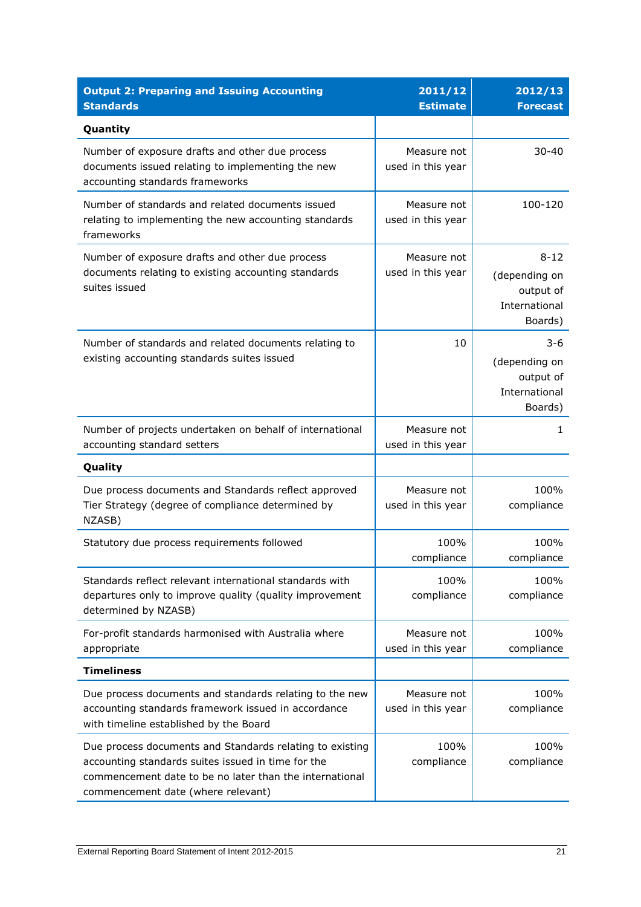| Output 2: Preparing and Issuing Accounting Standards | 2011/12 Estimate | 2012/13 Forecast |
|---|---|---|
| **Quantity** | | |
| Number of exposure drafts and other due process documents issued relating to implementing the new accounting standards frameworks | Measure not used in this year | 30-40 |
| Number of standards and related documents issued relating to implementing the new accounting standards frameworks | Measure not used in this year | 100-120 |
| Number of exposure drafts and other due process documents relating to existing accounting standards suites issued | Measure not used in this year | 8-12 (depending on output of International Boards) |
| Number of standards and related documents relating to existing accounting standards suites issued | 10 | 3-6 (depending on output of International Boards) |
| Number of projects undertaken on behalf of international accounting standard setters | Measure not used in this year | 1 |
| **Quality** | | |
| Due process documents and Standards reflect approved Tier Strategy (degree of compliance determined by NZASB) | Measure not used in this year | 100% compliance |
| Statutory due process requirements followed | 100% compliance | 100% compliance |
| Standards reflect relevant international standards with departures only to improve quality (quality improvement determined by NZASB) | 100% compliance | 100% compliance |
| For-profit standards harmonised with Australia where appropriate | Measure not used in this year | 100% compliance |
| **Timeliness** | | |
| Due process documents and standards relating to the new accounting standards framework issued in accordance with timeline established by the Board | Measure not used in this year | 100% compliance |
| Due process documents and Standards relating to existing accounting standards suites issued in time for the commencement date to be no later than the international commencement date (where relevant) | 100% compliance | 100% compliance |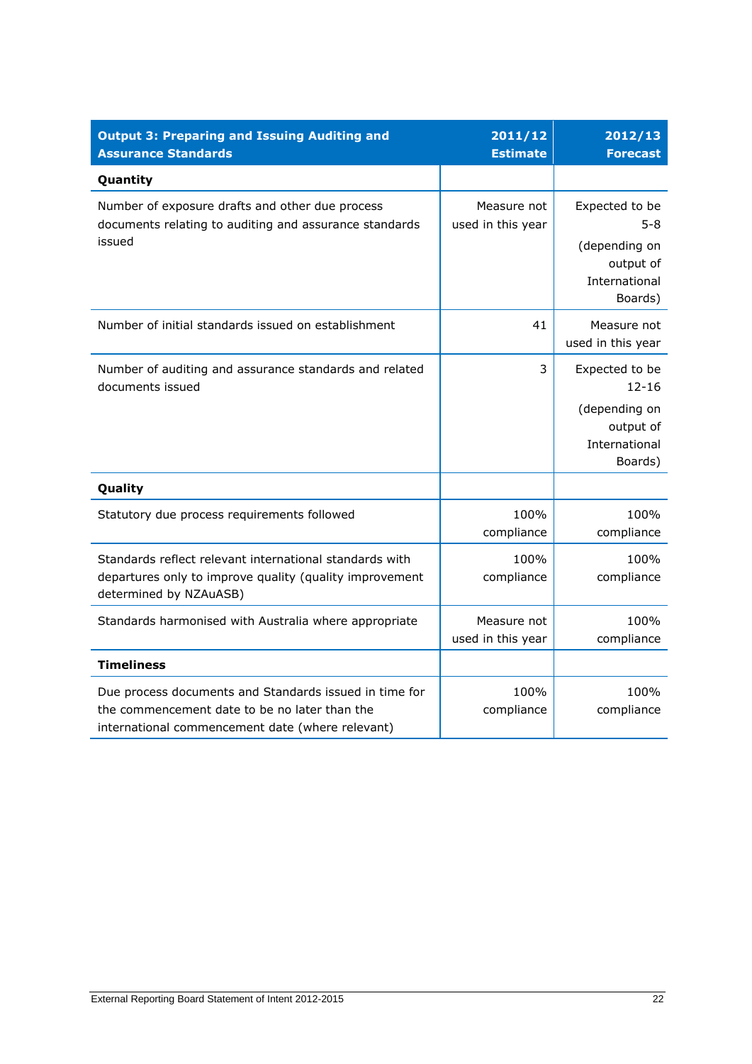| Output 3: Preparing and Issuing Auditing and Assurance Standards | 2011/12 Estimate | 2012/13 Forecast |
|---|---|---|
| **Quantity** | | |
| Number of exposure drafts and other due process documents relating to auditing and assurance standards issued | Measure not used in this year | Expected to be 5-8 (depending on output of International Boards) |
| Number of initial standards issued on establishment | 41 | Measure not used in this year |
| Number of auditing and assurance standards and related documents issued | 3 | Expected to be 12-16 (depending on output of International Boards) |
| **Quality** | | |
| Statutory due process requirements followed | 100% compliance | 100% compliance |
| Standards reflect relevant international standards with departures only to improve quality (quality improvement determined by NZAuASB) | 100% compliance | 100% compliance |
| Standards harmonised with Australia where appropriate | Measure not used in this year | 100% compliance |
| **Timeliness** | | |
| Due process documents and Standards issued in time for the commencement date to be no later than the international commencement date (where relevant) | 100% compliance | 100% compliance |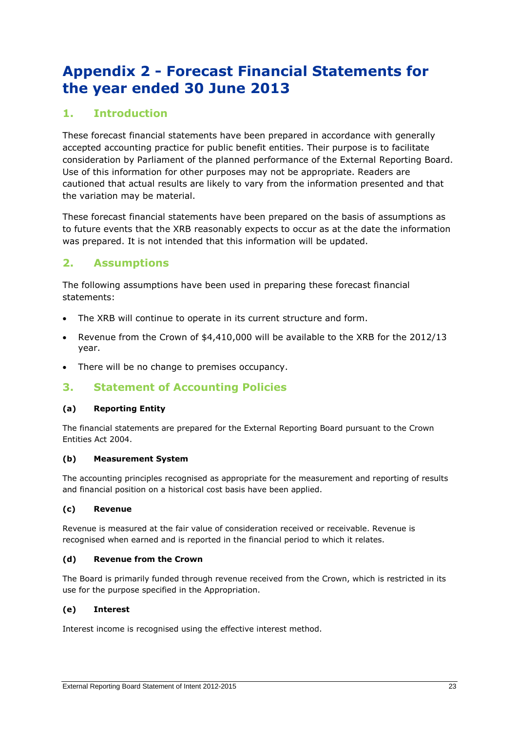# Appendix 2 - Forecast Financial Statements for the year ended 30 June 2013

## 1. Introduction

These forecast financial statements have been prepared in accordance with generally accepted accounting practice for public benefit entities. Their purpose is to facilitate consideration by Parliament of the planned performance of the External Reporting Board. Use of this information for other purposes may not be appropriate. Readers are cautioned that actual results are likely to vary from the information presented and that the variation may be material.

These forecast financial statements have been prepared on the basis of assumptions as to future events that the XRB reasonably expects to occur as at the date the information was prepared. It is not intended that this information will be updated.

## 2. Assumptions

The following assumptions have been used in preparing these forecast financial statements:

- The XRB will continue to operate in its current structure and form.
- Revenue from the Crown of $4,410,000 will be available to the XRB for the 2012/13 year.
- There will be no change to premises occupancy.

## 3. Statement of Accounting Policies

### (a) Reporting Entity

The financial statements are prepared for the External Reporting Board pursuant to the Crown Entities Act 2004.

### (b) Measurement System

The accounting principles recognised as appropriate for the measurement and reporting of results and financial position on a historical cost basis have been applied.

### (c) Revenue

Revenue is measured at the fair value of consideration received or receivable. Revenue is recognised when earned and is reported in the financial period to which it relates.

### (d) Revenue from the Crown

The Board is primarily funded through revenue received from the Crown, which is restricted in its use for the purpose specified in the Appropriation.

### (e) Interest

Interest income is recognised using the effective interest method.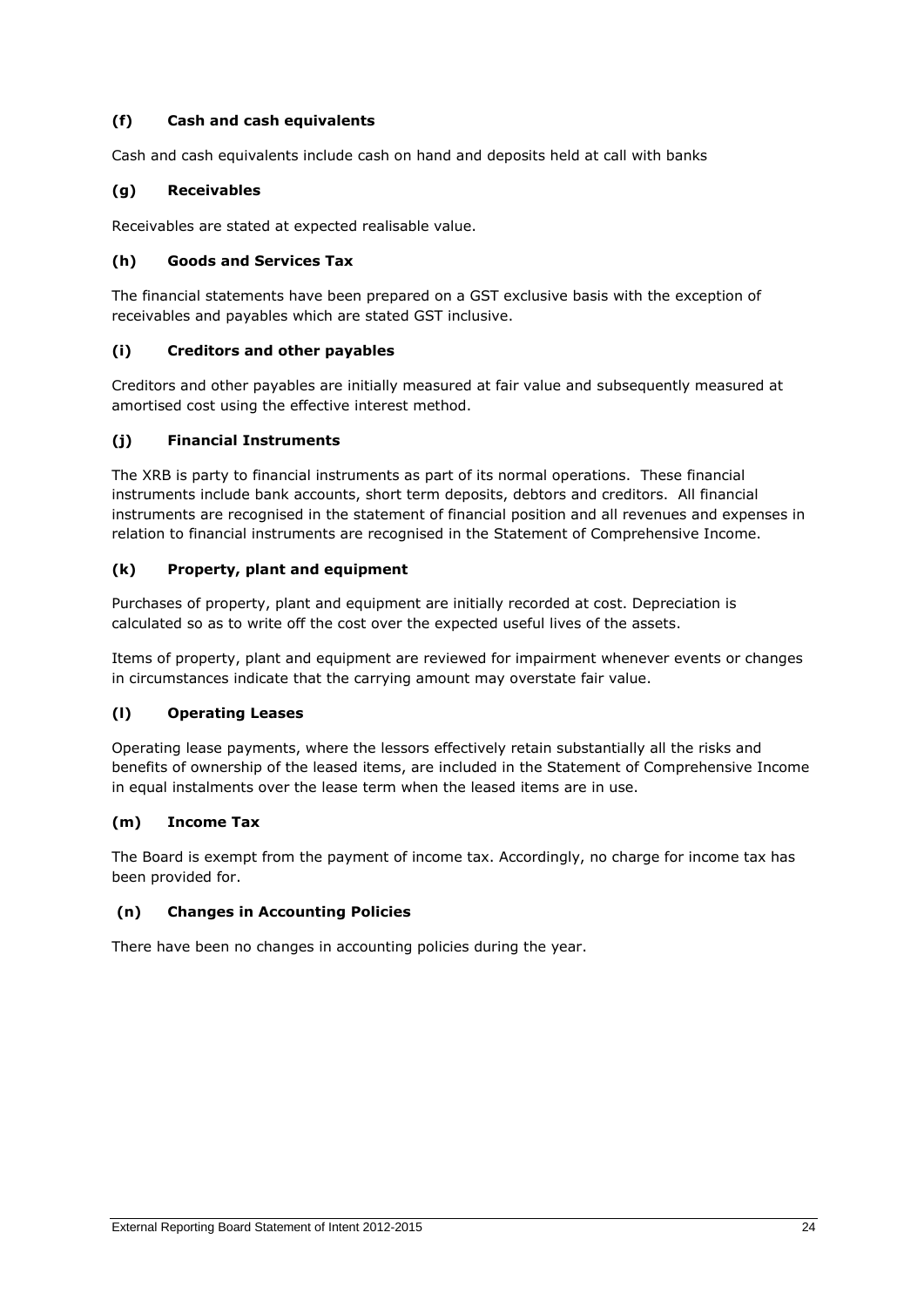### (f) Cash and cash equivalents

Cash and cash equivalents include cash on hand and deposits held at call with banks

### (g) Receivables

Receivables are stated at expected realisable value.

### (h) Goods and Services Tax

The financial statements have been prepared on a GST exclusive basis with the exception of receivables and payables which are stated GST inclusive.

### (i) Creditors and other payables

Creditors and other payables are initially measured at fair value and subsequently measured at amortised cost using the effective interest method.

### (j) Financial Instruments

The XRB is party to financial instruments as part of its normal operations. These financial instruments include bank accounts, short term deposits, debtors and creditors. All financial instruments are recognised in the statement of financial position and all revenues and expenses in relation to financial instruments are recognised in the Statement of Comprehensive Income.

### (k) Property, plant and equipment

Purchases of property, plant and equipment are initially recorded at cost. Depreciation is calculated so as to write off the cost over the expected useful lives of the assets.

Items of property, plant and equipment are reviewed for impairment whenever events or changes in circumstances indicate that the carrying amount may overstate fair value.

### (l) Operating Leases

Operating lease payments, where the lessors effectively retain substantially all the risks and benefits of ownership of the leased items, are included in the Statement of Comprehensive Income in equal instalments over the lease term when the leased items are in use.

### (m) Income Tax

The Board is exempt from the payment of income tax. Accordingly, no charge for income tax has been provided for.

### (n) Changes in Accounting Policies

There have been no changes in accounting policies during the year.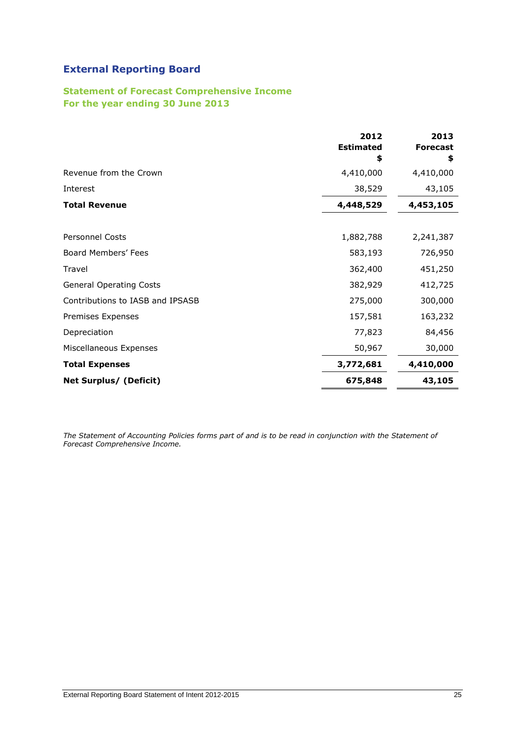# External Reporting Board

## Statement of Forecast Comprehensive Income
## For the year ending 30 June 2013

| | 2012 Estimated $ | 2013 Forecast $ |
|---|---:|---:|
| Revenue from the Crown | 4,410,000 | 4,410,000 |
| Interest | 38,529 | 43,105 |
| **Total Revenue** | **4,448,529** | **4,453,105** |
| | | |
| Personnel Costs | 1,882,788 | 2,241,387 |
| Board Members' Fees | 583,193 | 726,950 |
| Travel | 362,400 | 451,250 |
| General Operating Costs | 382,929 | 412,725 |
| Contributions to IASB and IPSASB | 275,000 | 300,000 |
| Premises Expenses | 157,581 | 163,232 |
| Depreciation | 77,823 | 84,456 |
| Miscellaneous Expenses | 50,967 | 30,000 |
| **Total Expenses** | **3,772,681** | **4,410,000** |
| **Net Surplus/ (Deficit)** | **675,848** | **43,105** |

*The Statement of Accounting Policies forms part of and is to be read in conjunction with the Statement of Forecast Comprehensive Income.*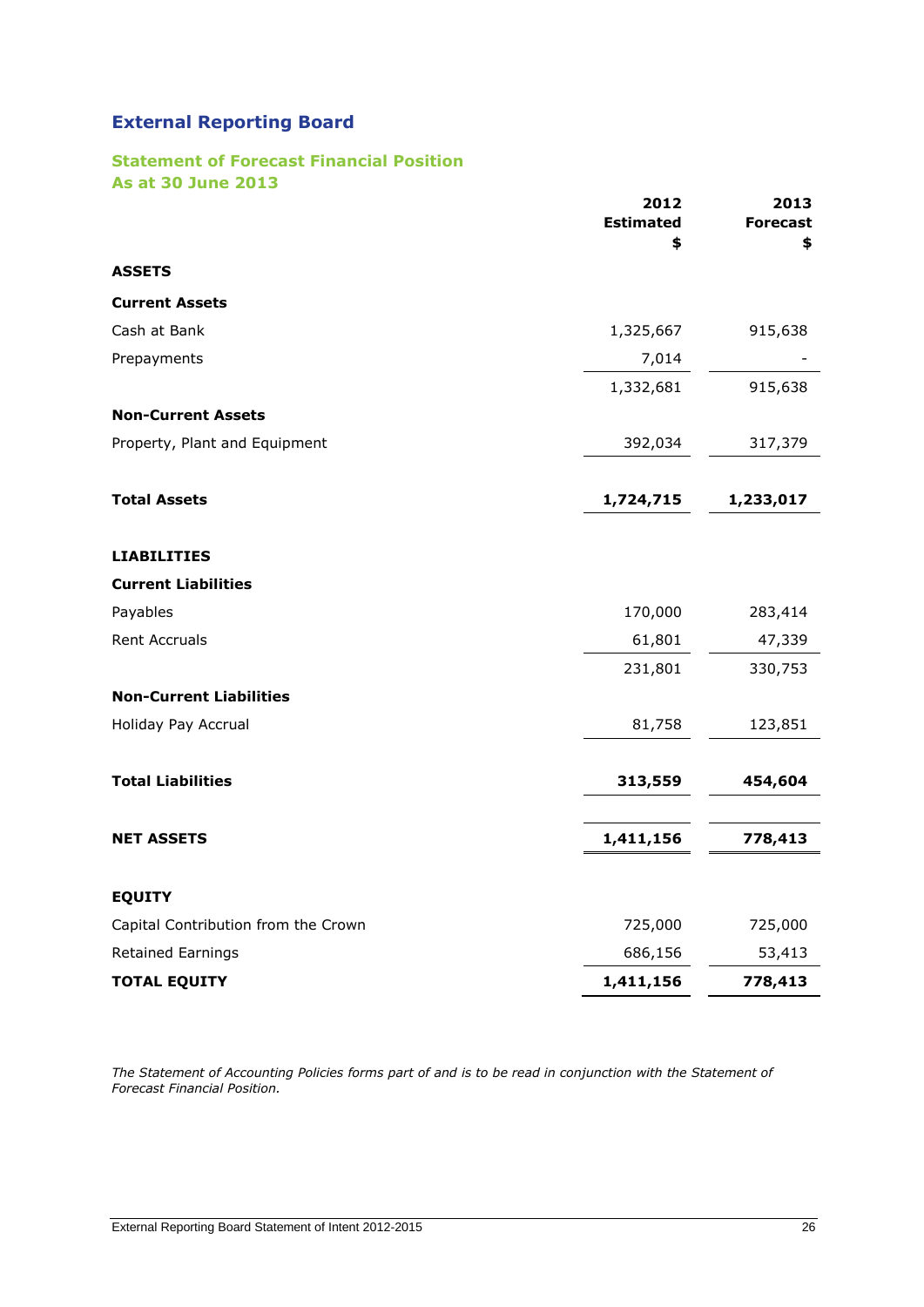## External Reporting Board

### Statement of Forecast Financial Position
### As at 30 June 2013

| | 2012 Estimated $ | 2013 Forecast $ |
|---|---|---|
| **ASSETS** | | |
| **Current Assets** | | |
| Cash at Bank | 1,325,667 | 915,638 |
| Prepayments | 7,014 | - |
| | 1,332,681 | 915,638 |
| **Non-Current Assets** | | |
| Property, Plant and Equipment | 392,034 | 317,379 |
| **Total Assets** | **1,724,715** | **1,233,017** |
| **LIABILITIES** | | |
| **Current Liabilities** | | |
| Payables | 170,000 | 283,414 |
| Rent Accruals | 61,801 | 47,339 |
| | 231,801 | 330,753 |
| **Non-Current Liabilities** | | |
| Holiday Pay Accrual | 81,758 | 123,851 |
| **Total Liabilities** | **313,559** | **454,604** |
| **NET ASSETS** | **1,411,156** | **778,413** |
| **EQUITY** | | |
| Capital Contribution from the Crown | 725,000 | 725,000 |
| Retained Earnings | 686,156 | 53,413 |
| **TOTAL EQUITY** | **1,411,156** | **778,413** |

*The Statement of Accounting Policies forms part of and is to be read in conjunction with the Statement of Forecast Financial Position.*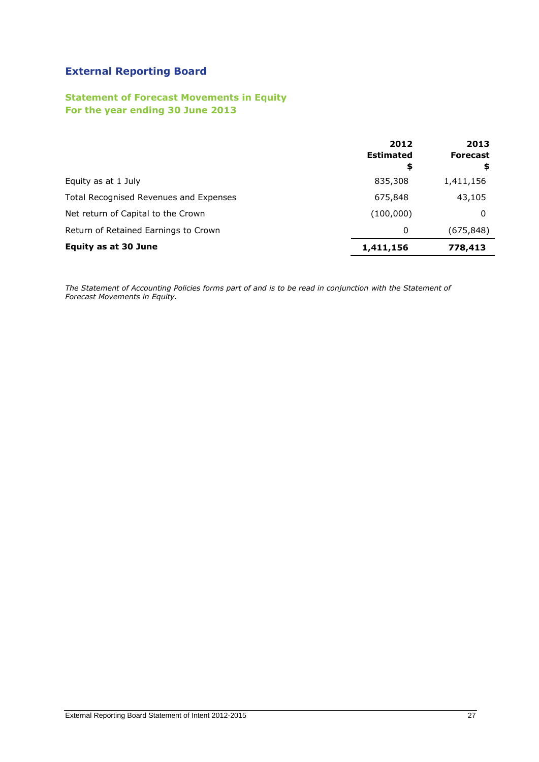# External Reporting Board

## Statement of Forecast Movements in Equity
## For the year ending 30 June 2013

| | 2012 Estimated $ | 2013 Forecast $ |
|---|---|---|
| Equity as at 1 July | 835,308 | 1,411,156 |
| Total Recognised Revenues and Expenses | 675,848 | 43,105 |
| Net return of Capital to the Crown | (100,000) | 0 |
| Return of Retained Earnings to Crown | 0 | (675,848) |
| **Equity as at 30 June** | **1,411,156** | **778,413** |

*The Statement of Accounting Policies forms part of and is to be read in conjunction with the Statement of Forecast Movements in Equity.*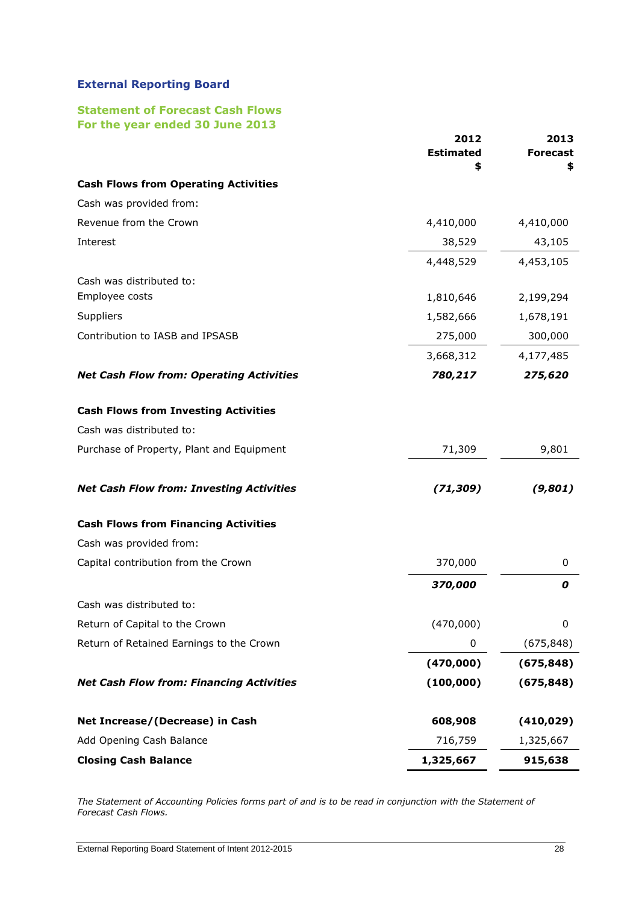## External Reporting Board

### Statement of Forecast Cash Flows
### For the year ended 30 June 2013

| | 2012 Estimated $ | 2013 Forecast $ |
|---|---|---|
| **Cash Flows from Operating Activities** | | |
| Cash was provided from: | | |
| Revenue from the Crown | 4,410,000 | 4,410,000 |
| Interest | 38,529 | 43,105 |
| | 4,448,529 | 4,453,105 |
| Cash was distributed to: | | |
| Employee costs | 1,810,646 | 2,199,294 |
| Suppliers | 1,582,666 | 1,678,191 |
| Contribution to IASB and IPSASB | 275,000 | 300,000 |
| | 3,668,312 | 4,177,485 |
| ***Net Cash Flow from: Operating Activities*** | ***780,217*** | ***275,620*** |
| **Cash Flows from Investing Activities** | | |
| Cash was distributed to: | | |
| Purchase of Property, Plant and Equipment | 71,309 | 9,801 |
| ***Net Cash Flow from: Investing Activities*** | ***(71,309)*** | ***(9,801)*** |
| **Cash Flows from Financing Activities** | | |
| Cash was provided from: | | |
| Capital contribution from the Crown | 370,000 | 0 |
| | ***370,000*** | ***0*** |
| Cash was distributed to: | | |
| Return of Capital to the Crown | (470,000) | 0 |
| Return of Retained Earnings to the Crown | 0 | (675,848) |
| | **(470,000)** | **(675,848)** |
| ***Net Cash Flow from: Financing Activities*** | **(100,000)** | **(675,848)** |
| **Net Increase/(Decrease) in Cash** | **608,908** | **(410,029)** |
| Add Opening Cash Balance | 716,759 | 1,325,667 |
| **Closing Cash Balance** | **1,325,667** | **915,638** |

*The Statement of Accounting Policies forms part of and is to be read in conjunction with the Statement of Forecast Cash Flows.*